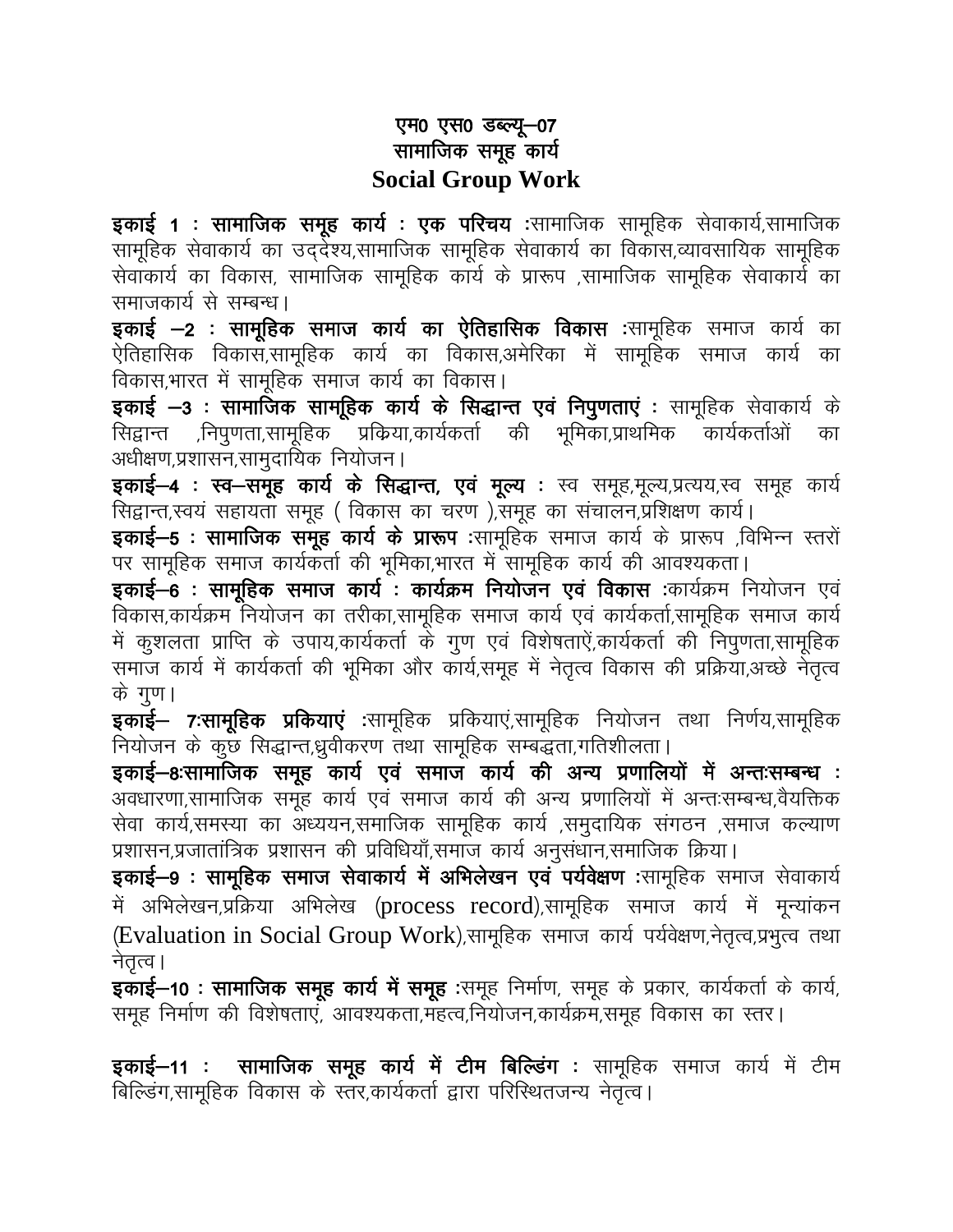# एम0 एस0 डब्ल्यू–07
## सामाजिक समूह कार्य
## Social Group Work

**इकाई 1 : सामाजिक समूह कार्य : एक परिचय** :सामाजिक सामूहिक सेवाकार्य,सामाजिक सामूहिक सेवाकार्य का उद्देश्य,सामाजिक सामूहिक सेवाकार्य का विकास,व्यावसायिक सामूहिक सेवाकार्य का विकास, सामाजिक सामूहिक कार्य के प्रारूप ,सामाजिक सामूहिक सेवाकार्य का समाजकार्य से सम्बन्ध।

**इकाई –2 : सामूहिक समाज कार्य का ऐतिहासिक विकास** :सामूहिक समाज कार्य का ऐतिहासिक विकास,सामूहिक कार्य का विकास,अमेरिका में सामूहिक समाज कार्य का विकास,भारत में सामूहिक समाज कार्य का विकास।

**इकाई –3 : सामाजिक सामूहिक कार्य के सिद्धान्त एवं निपुणताएं** : सामूहिक सेवाकार्य के सिद्वान्त ,निपुणता,सामूहिक प्रक्रिया,कार्यकर्ता की भूमिका,प्राथमिक कार्यकर्ताओं का अधीक्षण,प्रशासन,सामुदायिक नियोजन।

**इकाई–4 : स्व–समूह कार्य के सिद्धान्त, एवं मूल्य** : स्व समूह,मूल्य,प्रत्यय,स्व समूह कार्य सिद्वान्त,स्वयं सहायता समूह ( विकास का चरण ),समूह का संचालन,प्रशिक्षण कार्य।

**इकाई–5 : सामाजिक समूह कार्य के प्रारूप** :सामूहिक समाज कार्य के प्रारूप ,विभिन्न स्तरों पर सामूहिक समाज कार्यकर्ता की भूमिका,भारत में सामूहिक कार्य की आवश्यकता।

**इकाई–6 : सामूहिक समाज कार्य : कार्यक्रम नियोजन एवं विकास** :कार्यक्रम नियोजन एवं विकास,कार्यक्रम नियोजन का तरीका,सामूहिक समाज कार्य एवं कार्यकर्ता,सामूहिक समाज कार्य में कुशलता प्राप्ति के उपाय,कार्यकर्ता के गुण एवं विशेषताऐं,कार्यकर्ता की निपुणता,सामूहिक समाज कार्य में कार्यकर्ता की भूमिका और कार्य,समूह में नेतृत्व विकास की प्रक्रिया,अच्छे नेतृत्व के गुण।

**इकाई– 7:सामूहिक प्रकियाएं** :सामूहिक प्रकियाएं,सामूहिक नियोजन तथा निर्णय,सामूहिक नियोजन के कुछ सिद्धान्त,ध्रुवीकरण तथा सामूहिक सम्बद्धता,गतिशीलता।

**इकाई–8:सामाजिक समूह कार्य एवं समाज कार्य की अन्य प्रणालियों में अन्तःसम्बन्ध** : अवधारणा,सामाजिक समूह कार्य एवं समाज कार्य की अन्य प्रणालियों में अन्तःसम्बन्ध,वैयक्तिक सेवा कार्य,समस्या का अध्ययन,समाजिक सामूहिक कार्य ,समुदायिक संगठन ,समाज कल्याण प्रशासन,प्रजातांत्रिक प्रशासन की प्रविधियाँ,समाज कार्य अनुसंधान,समाजिक क्रिया।

**इकाई–9 : सामूहिक समाज सेवाकार्य में अभिलेखन एवं पर्यवेक्षण** :सामूहिक समाज सेवाकार्य में अभिलेखन,प्रक्रिया अभिलेख (process record),सामूहिक समाज कार्य में मून्यांकन (Evaluation in Social Group Work),सामूहिक समाज कार्य पर्यवेक्षण,नेतृत्व,प्रभुत्व तथा नेतृत्व।

**इकाई–10 : सामाजिक समूह कार्य में समूह** :समूह निर्माण, समूह के प्रकार, कार्यकर्ता के कार्य, समूह निर्माण की विशेषताएं, आवश्यकता,महत्व,नियोजन,कार्यक्रम,समूह विकास का स्तर।

**इकाई–11 : सामाजिक समूह कार्य में टीम बिल्डिंग** : सामूहिक समाज कार्य में टीम बिल्डिंग,सामूहिक विकास के स्तर,कार्यकर्ता द्वारा परिस्थितजन्य नेतृत्व।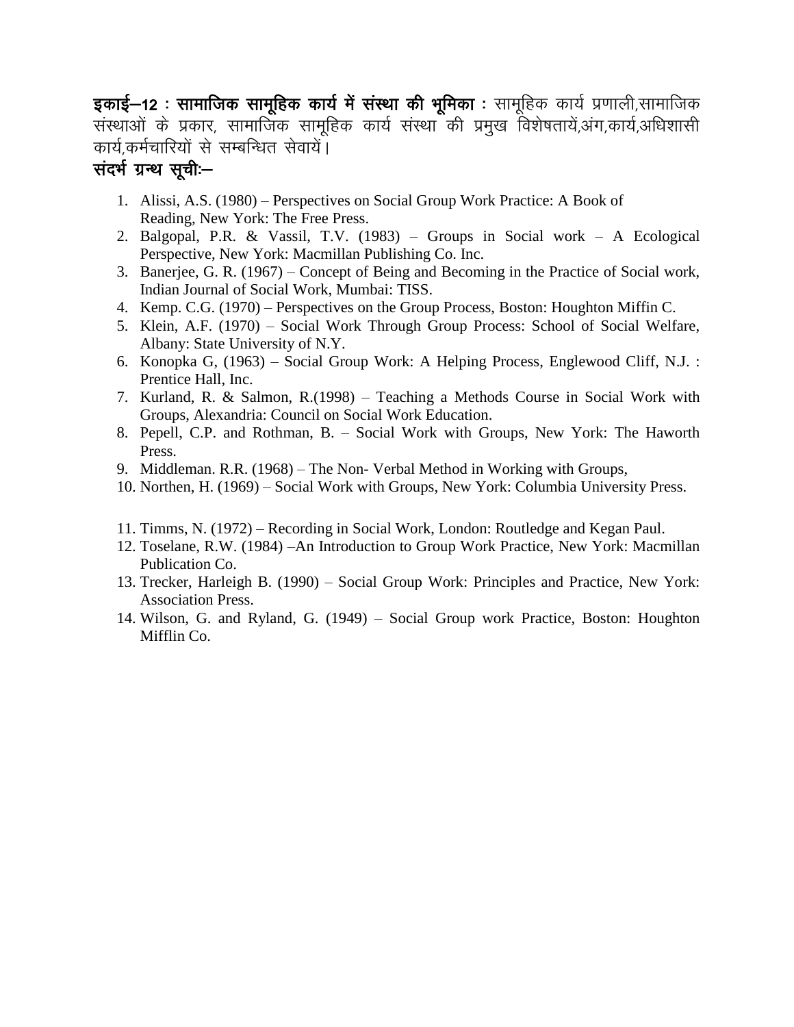**इकाई–12 : सामाजिक सामूहिक कार्य में संस्था की भूमिका :** सामूहिक कार्य प्रणाली,सामाजिक संस्थाओं के प्रकार, सामाजिक सामूहिक कार्य संस्था की प्रमुख विशेषतायें,अंग,कार्य,अधिशासी कार्य,कर्मचारियों से सम्बन्धित सेवायें।

**संदर्भ ग्रन्थ सूचीः–**

1. Alissi, A.S. (1980) – Perspectives on Social Group Work Practice: A Book of Reading, New York: The Free Press.
2. Balgopal, P.R. & Vassil, T.V. (1983) – Groups in Social work – A Ecological Perspective, New York: Macmillan Publishing Co. Inc.
3. Banerjee, G. R. (1967) – Concept of Being and Becoming in the Practice of Social work, Indian Journal of Social Work, Mumbai: TISS.
4. Kemp. C.G. (1970) – Perspectives on the Group Process, Boston: Houghton Miffin C.
5. Klein, A.F. (1970) – Social Work Through Group Process: School of Social Welfare, Albany: State University of N.Y.
6. Konopka G, (1963) – Social Group Work: A Helping Process, Englewood Cliff, N.J. : Prentice Hall, Inc.
7. Kurland, R. & Salmon, R.(1998) – Teaching a Methods Course in Social Work with Groups, Alexandria: Council on Social Work Education.
8. Pepell, C.P. and Rothman, B. – Social Work with Groups, New York: The Haworth Press.
9. Middleman. R.R. (1968) – The Non- Verbal Method in Working with Groups,
10. Northen, H. (1969) – Social Work with Groups, New York: Columbia University Press.
11. Timms, N. (1972) – Recording in Social Work, London: Routledge and Kegan Paul.
12. Toselane, R.W. (1984) –An Introduction to Group Work Practice, New York: Macmillan Publication Co.
13. Trecker, Harleigh B. (1990) – Social Group Work: Principles and Practice, New York: Association Press.
14. Wilson, G. and Ryland, G. (1949) – Social Group work Practice, Boston: Houghton Mifflin Co.